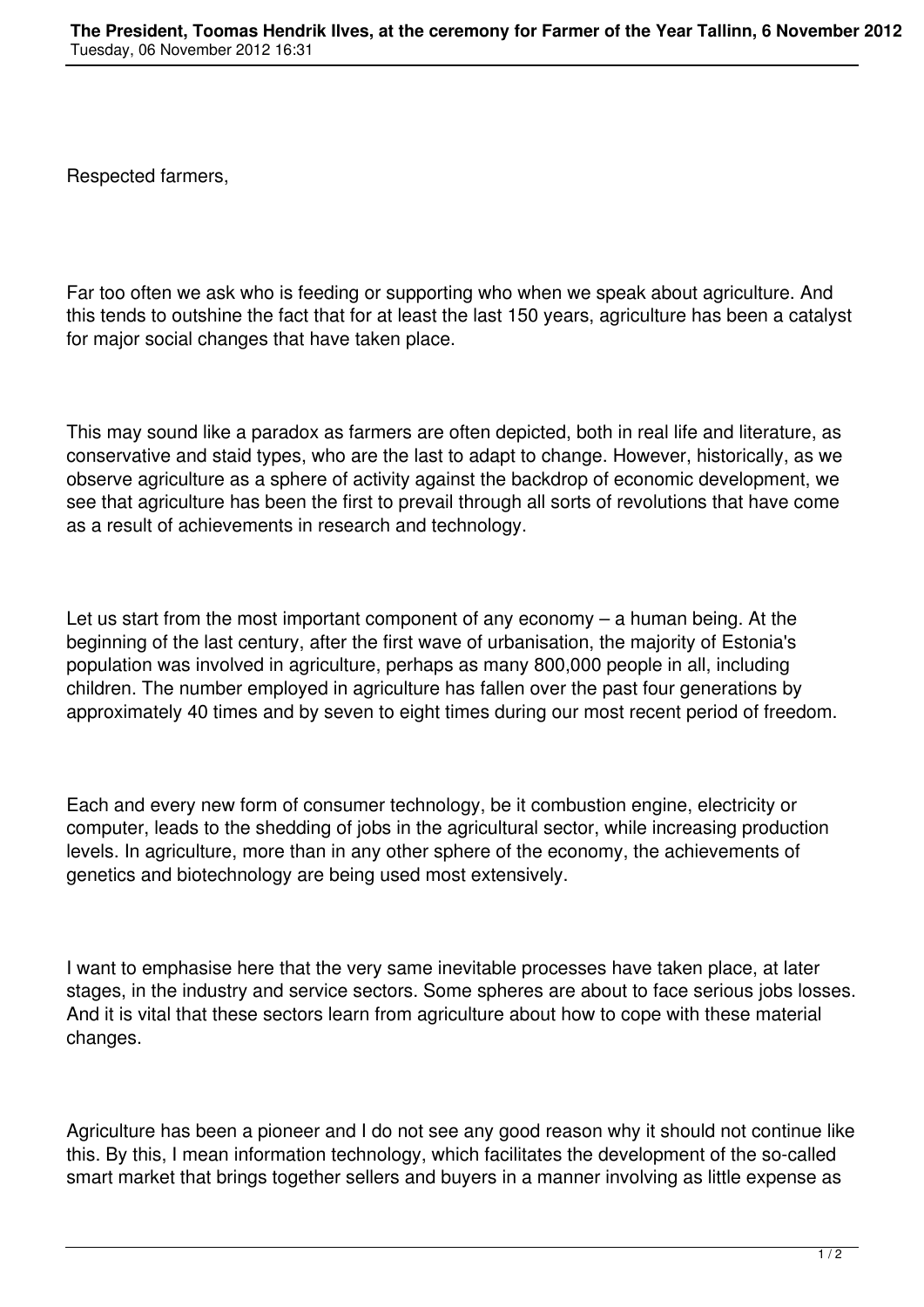Respected farmers,

Far too often we ask who is feeding or supporting who when we speak about agriculture. And this tends to outshine the fact that for at least the last 150 years, agriculture has been a catalyst for major social changes that have taken place.

This may sound like a paradox as farmers are often depicted, both in real life and literature, as conservative and staid types, who are the last to adapt to change. However, historically, as we observe agriculture as a sphere of activity against the backdrop of economic development, we see that agriculture has been the first to prevail through all sorts of revolutions that have come as a result of achievements in research and technology.

Let us start from the most important component of any economy – a human being. At the beginning of the last century, after the first wave of urbanisation, the majority of Estonia's population was involved in agriculture, perhaps as many 800,000 people in all, including children. The number employed in agriculture has fallen over the past four generations by approximately 40 times and by seven to eight times during our most recent period of freedom.

Each and every new form of consumer technology, be it combustion engine, electricity or computer, leads to the shedding of jobs in the agricultural sector, while increasing production levels. In agriculture, more than in any other sphere of the economy, the achievements of genetics and biotechnology are being used most extensively.

I want to emphasise here that the very same inevitable processes have taken place, at later stages, in the industry and service sectors. Some spheres are about to face serious jobs losses. And it is vital that these sectors learn from agriculture about how to cope with these material changes.

Agriculture has been a pioneer and I do not see any good reason why it should not continue like this. By this, I mean information technology, which facilitates the development of the so-called smart market that brings together sellers and buyers in a manner involving as little expense as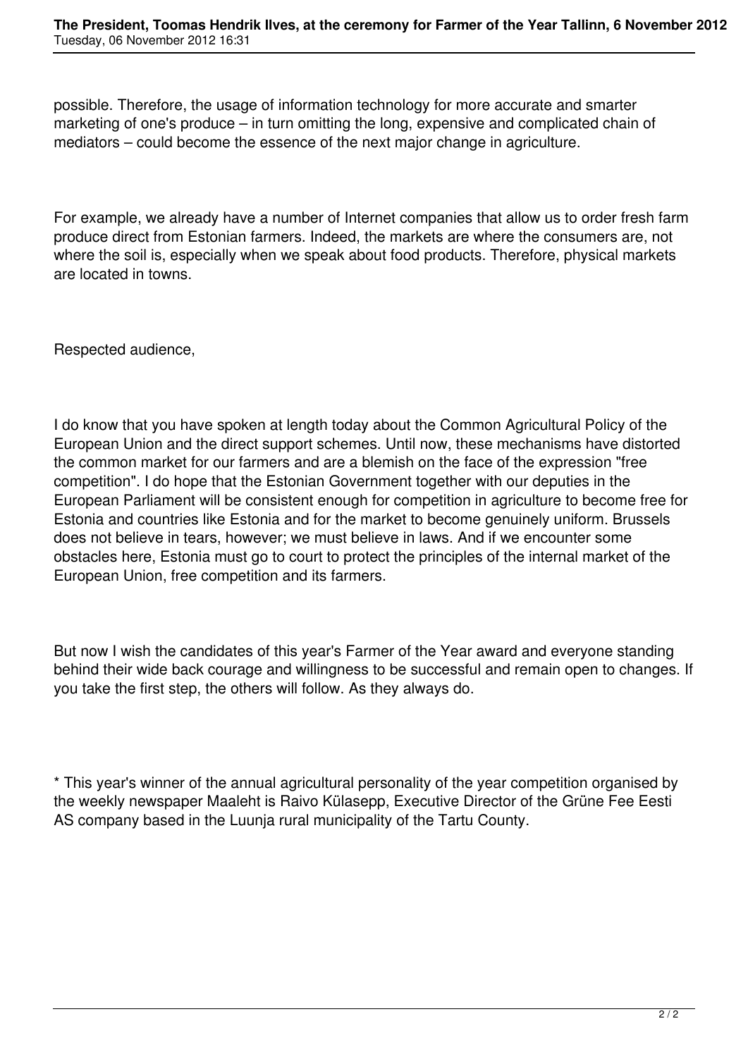possible. Therefore, the usage of information technology for more accurate and smarter marketing of one's produce – in turn omitting the long, expensive and complicated chain of mediators – could become the essence of the next major change in agriculture.

For example, we already have a number of Internet companies that allow us to order fresh farm produce direct from Estonian farmers. Indeed, the markets are where the consumers are, not where the soil is, especially when we speak about food products. Therefore, physical markets are located in towns.

Respected audience,

I do know that you have spoken at length today about the Common Agricultural Policy of the European Union and the direct support schemes. Until now, these mechanisms have distorted the common market for our farmers and are a blemish on the face of the expression "free competition". I do hope that the Estonian Government together with our deputies in the European Parliament will be consistent enough for competition in agriculture to become free for Estonia and countries like Estonia and for the market to become genuinely uniform. Brussels does not believe in tears, however; we must believe in laws. And if we encounter some obstacles here, Estonia must go to court to protect the principles of the internal market of the European Union, free competition and its farmers.

But now I wish the candidates of this year's Farmer of the Year award and everyone standing behind their wide back courage and willingness to be successful and remain open to changes. If you take the first step, the others will follow. As they always do.

* This year's winner of the annual agricultural personality of the year competition organised by the weekly newspaper Maaleht is Raivo Külasepp, Executive Director of the Grüne Fee Eesti AS company based in the Luunja rural municipality of the Tartu County.